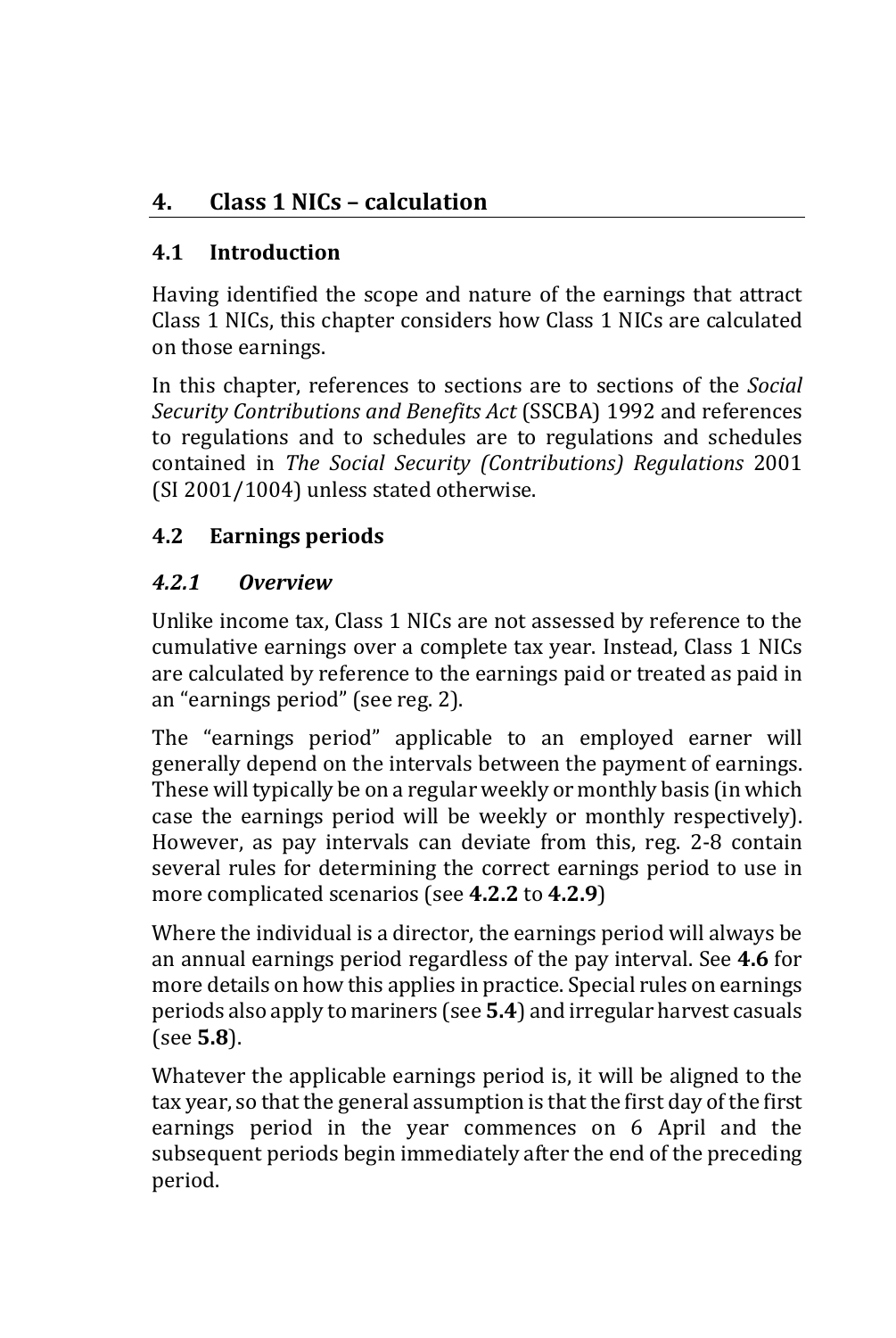# 4. Class 1 NICs – calculation

## 4.1 Introduction

Having identified the scope and nature of the earnings that attract Class 1 NICs, this chapter considers how Class 1 NICs are calculated on those earnings.

In this chapter, references to sections are to sections of the *Social Security Contributions and Benefits Act* (SSCBA) 1992 and references to regulations and to schedules are to regulations and schedules contained in *The Social Security (Contributions) Regulations* 2001 (SI 2001/1004) unless stated otherwise.

## 4.2 Earnings periods

### *4.2.1 Overview*

Unlike income tax, Class 1 NICs are not assessed by reference to the cumulative earnings over a complete tax year. Instead, Class 1 NICs are calculated by reference to the earnings paid or treated as paid in an "earnings period" (see reg. 2).

The "earnings period" applicable to an employed earner will generally depend on the intervals between the payment of earnings. These will typically be on a regular weekly or monthly basis (in which case the earnings period will be weekly or monthly respectively). However, as pay intervals can deviate from this, reg. 2-8 contain several rules for determining the correct earnings period to use in more complicated scenarios (see **4.2.2** to **4.2.9**)

Where the individual is a director, the earnings period will always be an annual earnings period regardless of the pay interval. See **4.6** for more details on how this applies in practice. Special rules on earnings periods also apply to mariners (see **5.4**) and irregular harvest casuals (see **5.8**).

Whatever the applicable earnings period is, it will be aligned to the tax year, so that the general assumption is that the first day of the first earnings period in the year commences on 6 April and the subsequent periods begin immediately after the end of the preceding period.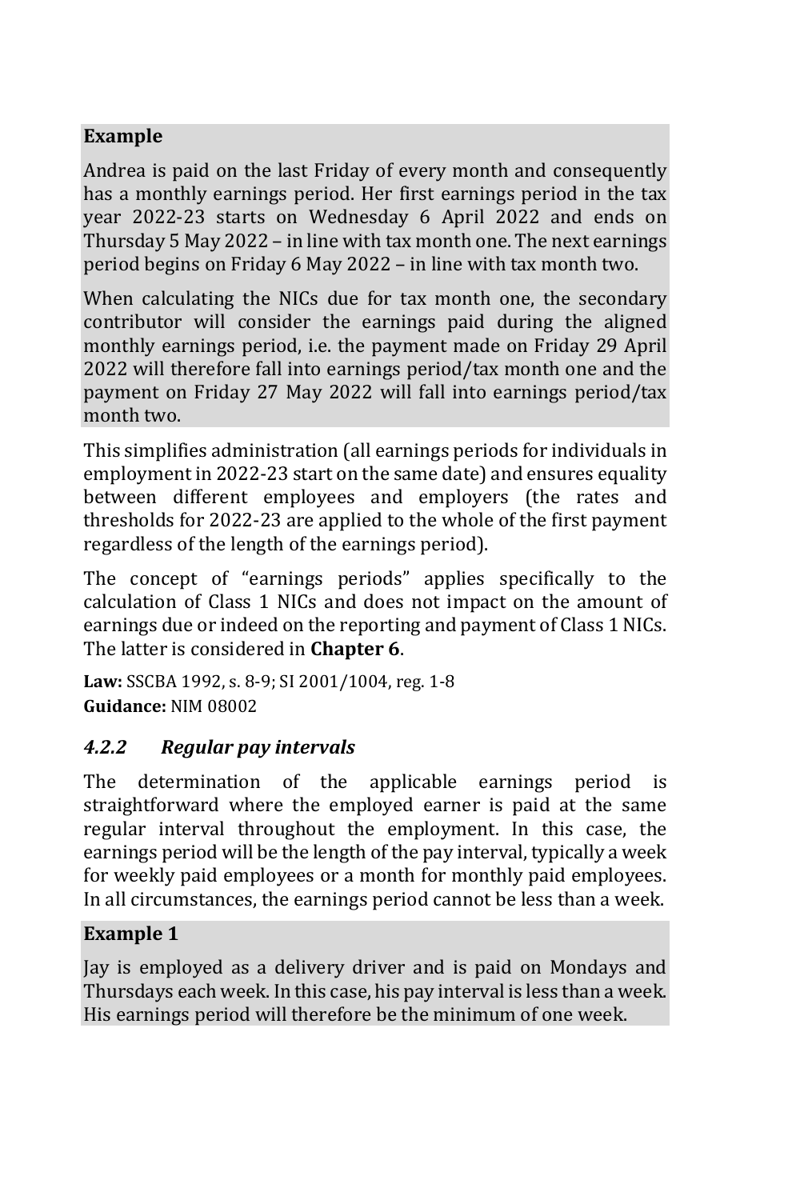**Example**

Andrea is paid on the last Friday of every month and consequently has a monthly earnings period. Her first earnings period in the tax year 2022-23 starts on Wednesday 6 April 2022 and ends on Thursday 5 May 2022 – in line with tax month one. The next earnings period begins on Friday 6 May 2022 – in line with tax month two.

When calculating the NICs due for tax month one, the secondary contributor will consider the earnings paid during the aligned monthly earnings period, i.e. the payment made on Friday 29 April 2022 will therefore fall into earnings period/tax month one and the payment on Friday 27 May 2022 will fall into earnings period/tax month two.

This simplifies administration (all earnings periods for individuals in employment in 2022-23 start on the same date) and ensures equality between different employees and employers (the rates and thresholds for 2022-23 are applied to the whole of the first payment regardless of the length of the earnings period).

The concept of "earnings periods" applies specifically to the calculation of Class 1 NICs and does not impact on the amount of earnings due or indeed on the reporting and payment of Class 1 NICs. The latter is considered in **Chapter 6**.

**Law:** SSCBA 1992, s. 8-9; SI 2001/1004, reg. 1-8
**Guidance:** NIM 08002

### *4.2.2 Regular pay intervals*

The determination of the applicable earnings period is straightforward where the employed earner is paid at the same regular interval throughout the employment. In this case, the earnings period will be the length of the pay interval, typically a week for weekly paid employees or a month for monthly paid employees. In all circumstances, the earnings period cannot be less than a week.

**Example 1**

Jay is employed as a delivery driver and is paid on Mondays and Thursdays each week. In this case, his pay interval is less than a week. His earnings period will therefore be the minimum of one week.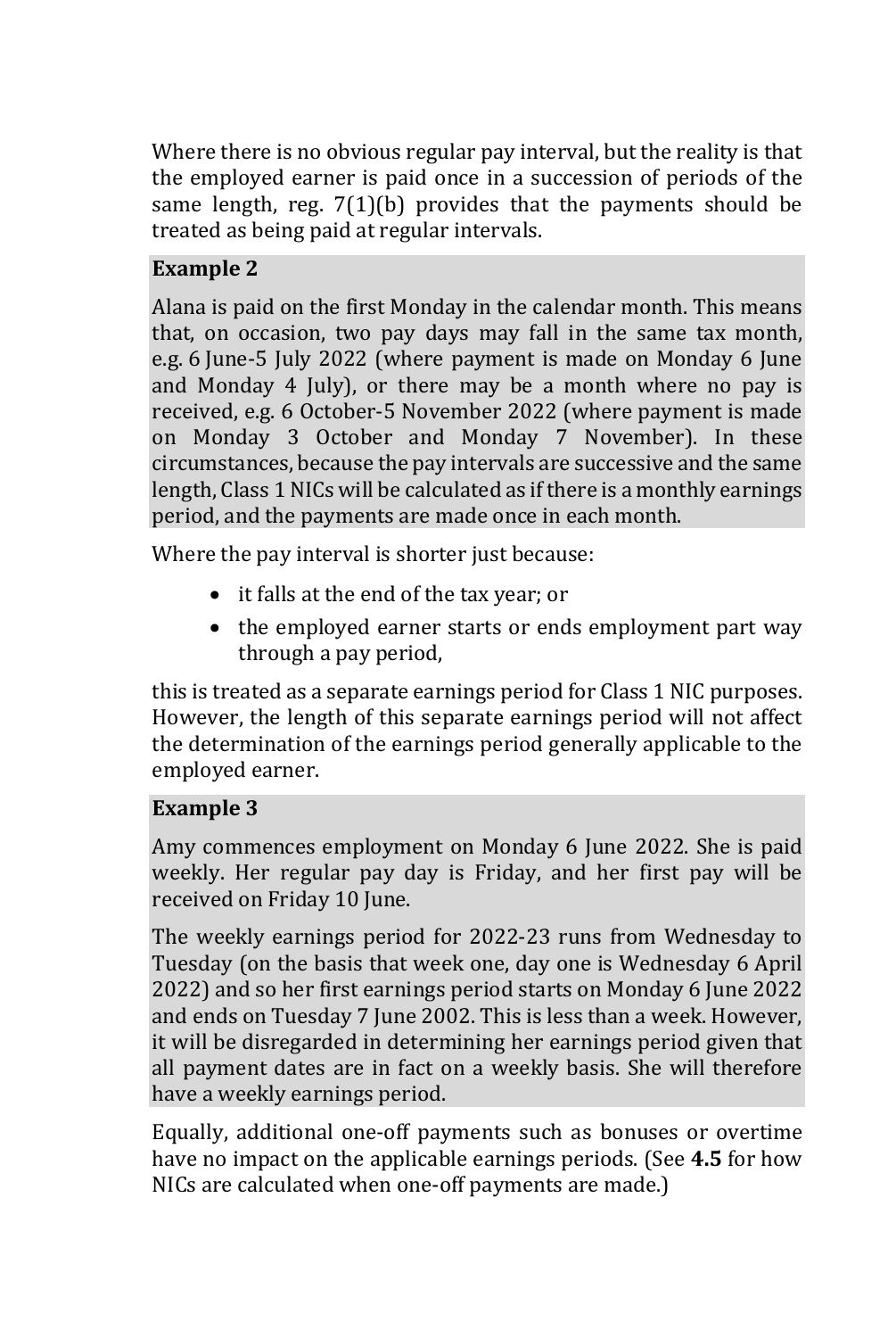Where there is no obvious regular pay interval, but the reality is that the employed earner is paid once in a succession of periods of the same length, reg. 7(1)(b) provides that the payments should be treated as being paid at regular intervals.

**Example 2**

Alana is paid on the first Monday in the calendar month. This means that, on occasion, two pay days may fall in the same tax month, e.g. 6 June-5 July 2022 (where payment is made on Monday 6 June and Monday 4 July), or there may be a month where no pay is received, e.g. 6 October-5 November 2022 (where payment is made on Monday 3 October and Monday 7 November). In these circumstances, because the pay intervals are successive and the same length, Class 1 NICs will be calculated as if there is a monthly earnings period, and the payments are made once in each month.

Where the pay interval is shorter just because:

- it falls at the end of the tax year; or
- the employed earner starts or ends employment part way through a pay period,

this is treated as a separate earnings period for Class 1 NIC purposes. However, the length of this separate earnings period will not affect the determination of the earnings period generally applicable to the employed earner.

**Example 3**

Amy commences employment on Monday 6 June 2022. She is paid weekly. Her regular pay day is Friday, and her first pay will be received on Friday 10 June.

The weekly earnings period for 2022-23 runs from Wednesday to Tuesday (on the basis that week one, day one is Wednesday 6 April 2022) and so her first earnings period starts on Monday 6 June 2022 and ends on Tuesday 7 June 2002. This is less than a week. However, it will be disregarded in determining her earnings period given that all payment dates are in fact on a weekly basis. She will therefore have a weekly earnings period.

Equally, additional one-off payments such as bonuses or overtime have no impact on the applicable earnings periods. (See **4.5** for how NICs are calculated when one-off payments are made.)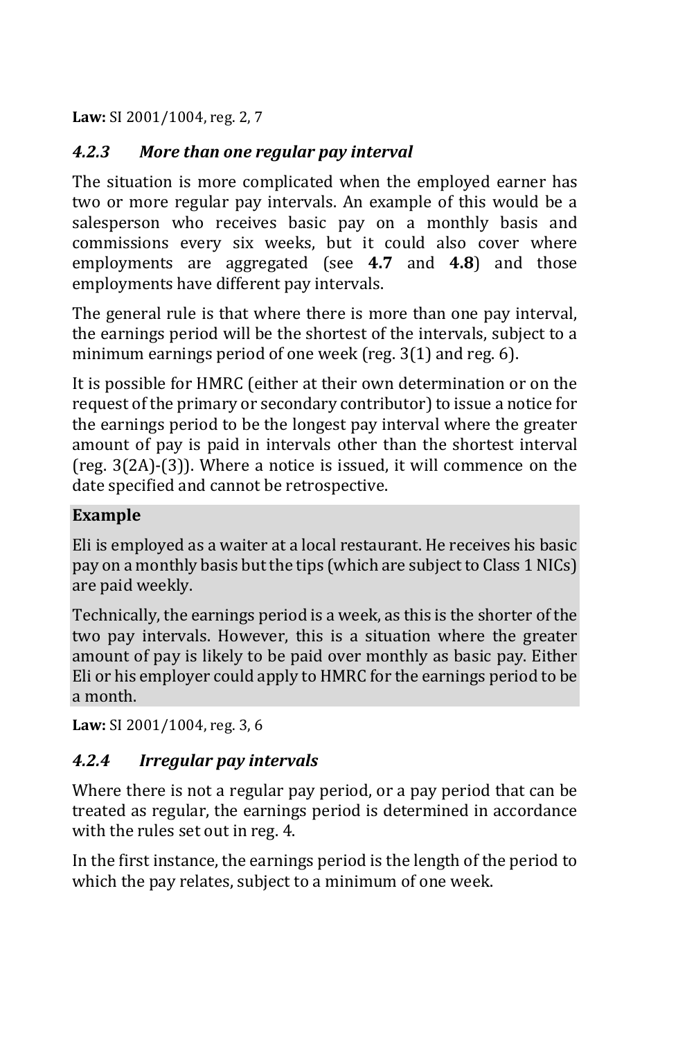**Law:** SI 2001/1004, reg. 2, 7

### *4.2.3 More than one regular pay interval*

The situation is more complicated when the employed earner has two or more regular pay intervals. An example of this would be a salesperson who receives basic pay on a monthly basis and commissions every six weeks, but it could also cover where employments are aggregated (see **4.7** and **4.8**) and those employments have different pay intervals.

The general rule is that where there is more than one pay interval, the earnings period will be the shortest of the intervals, subject to a minimum earnings period of one week (reg. 3(1) and reg. 6).

It is possible for HMRC (either at their own determination or on the request of the primary or secondary contributor) to issue a notice for the earnings period to be the longest pay interval where the greater amount of pay is paid in intervals other than the shortest interval (reg. 3(2A)-(3)). Where a notice is issued, it will commence on the date specified and cannot be retrospective.

**Example**

Eli is employed as a waiter at a local restaurant. He receives his basic pay on a monthly basis but the tips (which are subject to Class 1 NICs) are paid weekly.

Technically, the earnings period is a week, as this is the shorter of the two pay intervals. However, this is a situation where the greater amount of pay is likely to be paid over monthly as basic pay. Either Eli or his employer could apply to HMRC for the earnings period to be a month.

**Law:** SI 2001/1004, reg. 3, 6

### *4.2.4 Irregular pay intervals*

Where there is not a regular pay period, or a pay period that can be treated as regular, the earnings period is determined in accordance with the rules set out in reg. 4.

In the first instance, the earnings period is the length of the period to which the pay relates, subject to a minimum of one week.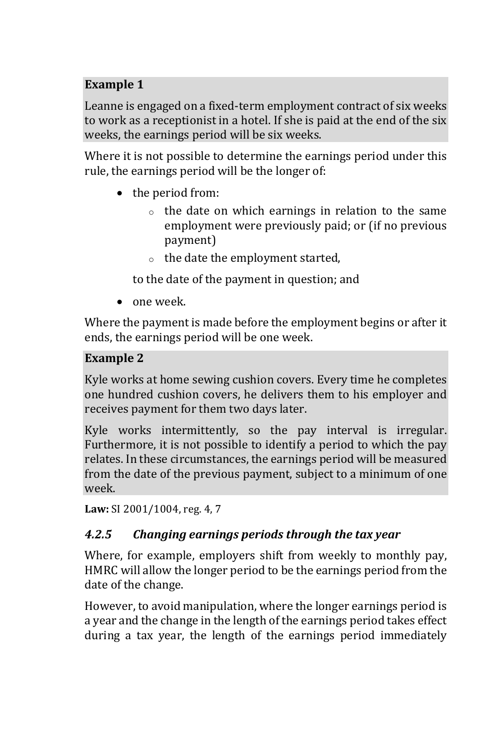**Example 1**

Leanne is engaged on a fixed-term employment contract of six weeks to work as a receptionist in a hotel. If she is paid at the end of the six weeks, the earnings period will be six weeks.

Where it is not possible to determine the earnings period under this rule, the earnings period will be the longer of:

- the period from:
    - the date on which earnings in relation to the same employment were previously paid; or (if no previous payment)
    - the date the employment started,

  to the date of the payment in question; and
- one week.

Where the payment is made before the employment begins or after it ends, the earnings period will be one week.

**Example 2**

Kyle works at home sewing cushion covers. Every time he completes one hundred cushion covers, he delivers them to his employer and receives payment for them two days later.

Kyle works intermittently, so the pay interval is irregular. Furthermore, it is not possible to identify a period to which the pay relates. In these circumstances, the earnings period will be measured from the date of the previous payment, subject to a minimum of one week.

**Law:** SI 2001/1004, reg. 4, 7

### *4.2.5 Changing earnings periods through the tax year*

Where, for example, employers shift from weekly to monthly pay, HMRC will allow the longer period to be the earnings period from the date of the change.

However, to avoid manipulation, where the longer earnings period is a year and the change in the length of the earnings period takes effect during a tax year, the length of the earnings period immediately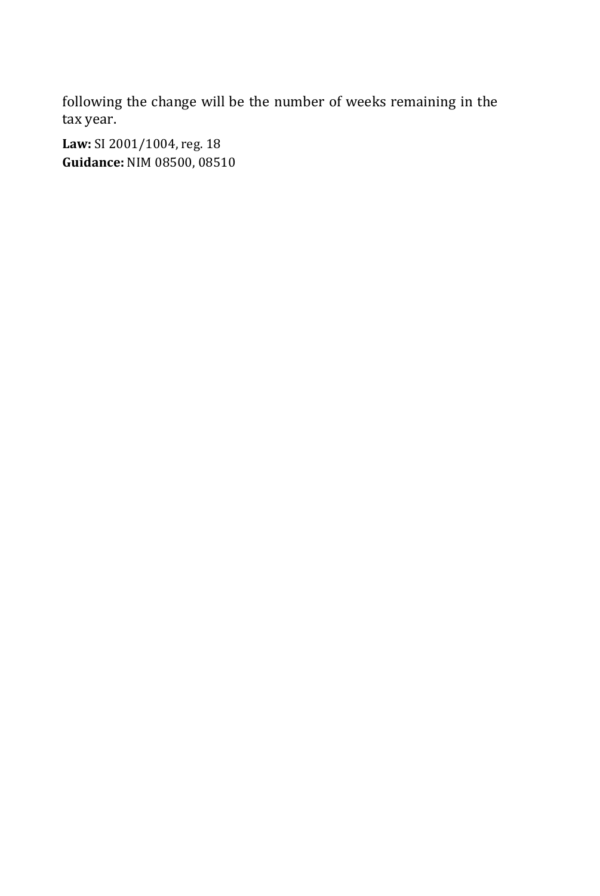following the change will be the number of weeks remaining in the tax year.

**Law:** SI 2001/1004, reg. 18
**Guidance:** NIM 08500, 08510